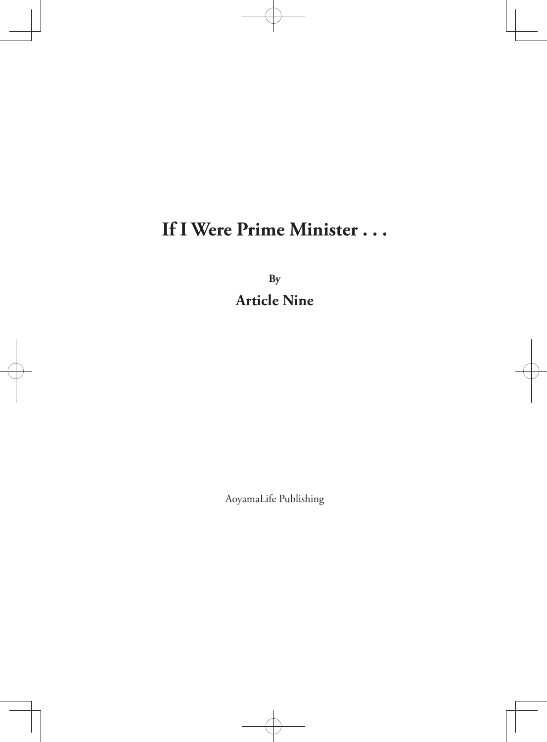# If I Were Prime Minister . . .

**By**

**Article Nine**

AoyamaLife Publishing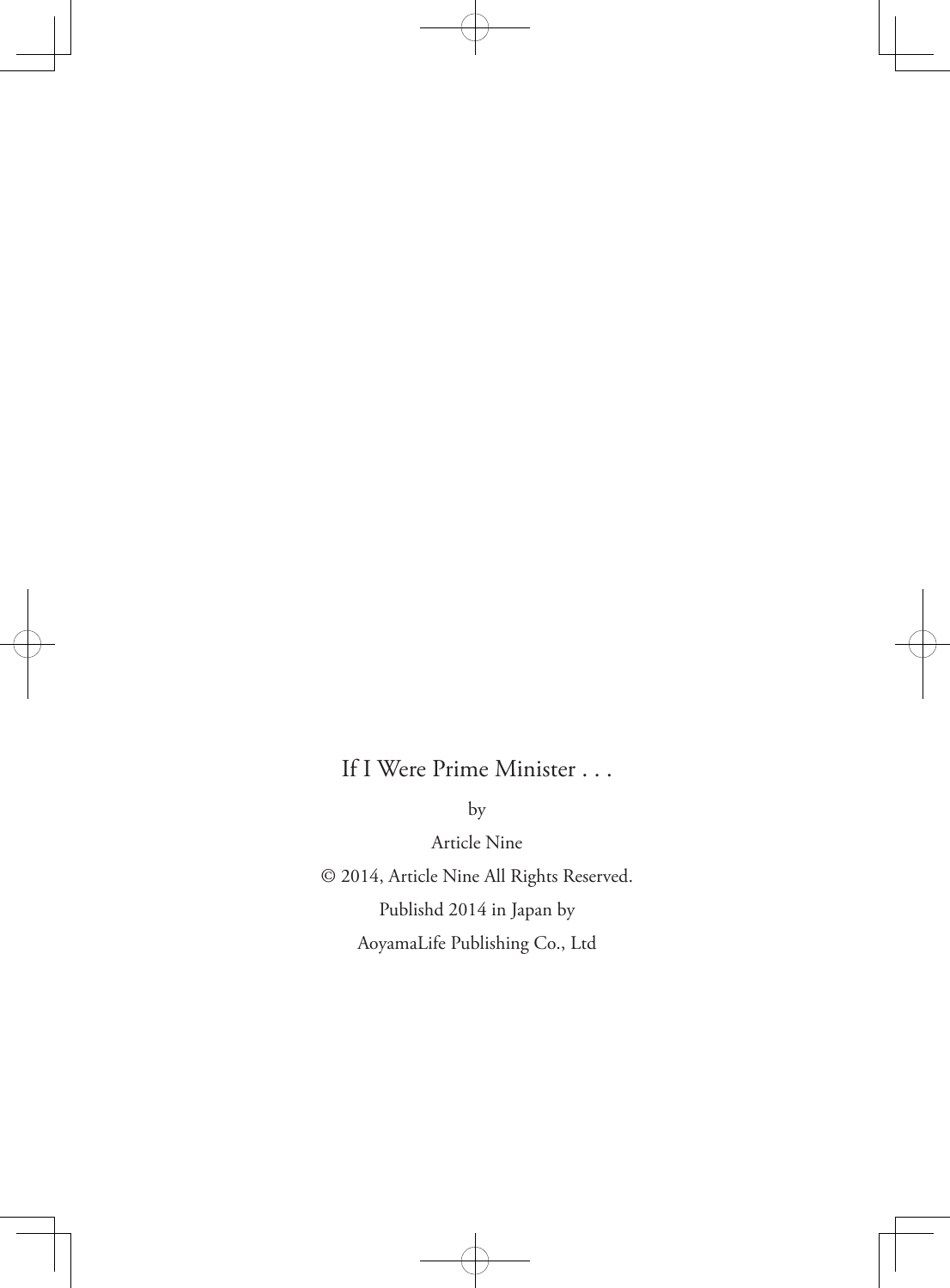If I Were Prime Minister . . .

by

Article Nine

© 2014, Article Nine All Rights Reserved.

Publishd 2014 in Japan by

AoyamaLife Publishing Co., Ltd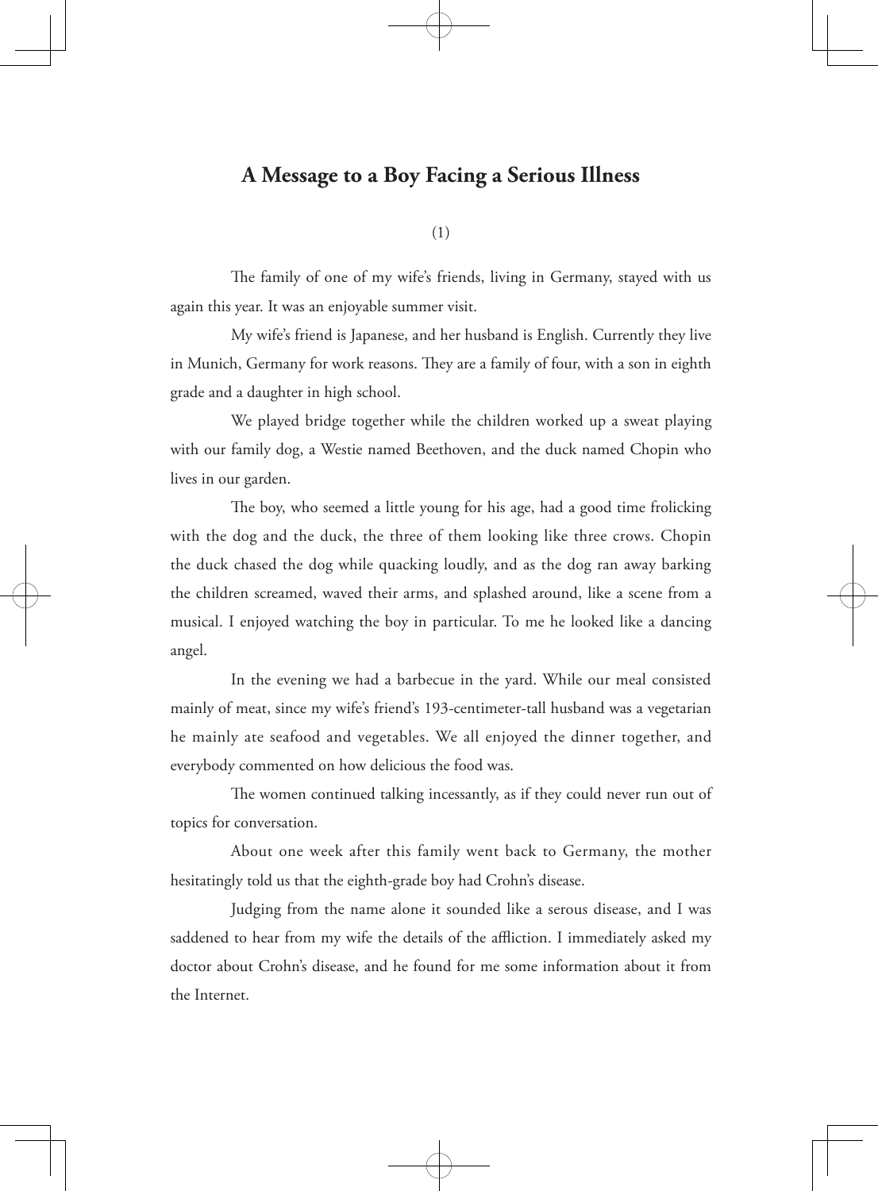# A Message to a Boy Facing a Serious Illness

(1)

The family of one of my wife's friends, living in Germany, stayed with us again this year. It was an enjoyable summer visit.

My wife's friend is Japanese, and her husband is English. Currently they live in Munich, Germany for work reasons. They are a family of four, with a son in eighth grade and a daughter in high school.

We played bridge together while the children worked up a sweat playing with our family dog, a Westie named Beethoven, and the duck named Chopin who lives in our garden.

The boy, who seemed a little young for his age, had a good time frolicking with the dog and the duck, the three of them looking like three crows. Chopin the duck chased the dog while quacking loudly, and as the dog ran away barking the children screamed, waved their arms, and splashed around, like a scene from a musical. I enjoyed watching the boy in particular. To me he looked like a dancing angel.

In the evening we had a barbecue in the yard. While our meal consisted mainly of meat, since my wife's friend's 193-centimeter-tall husband was a vegetarian he mainly ate seafood and vegetables. We all enjoyed the dinner together, and everybody commented on how delicious the food was.

The women continued talking incessantly, as if they could never run out of topics for conversation.

About one week after this family went back to Germany, the mother hesitatingly told us that the eighth-grade boy had Crohn's disease.

Judging from the name alone it sounded like a serous disease, and I was saddened to hear from my wife the details of the affliction. I immediately asked my doctor about Crohn's disease, and he found for me some information about it from the Internet.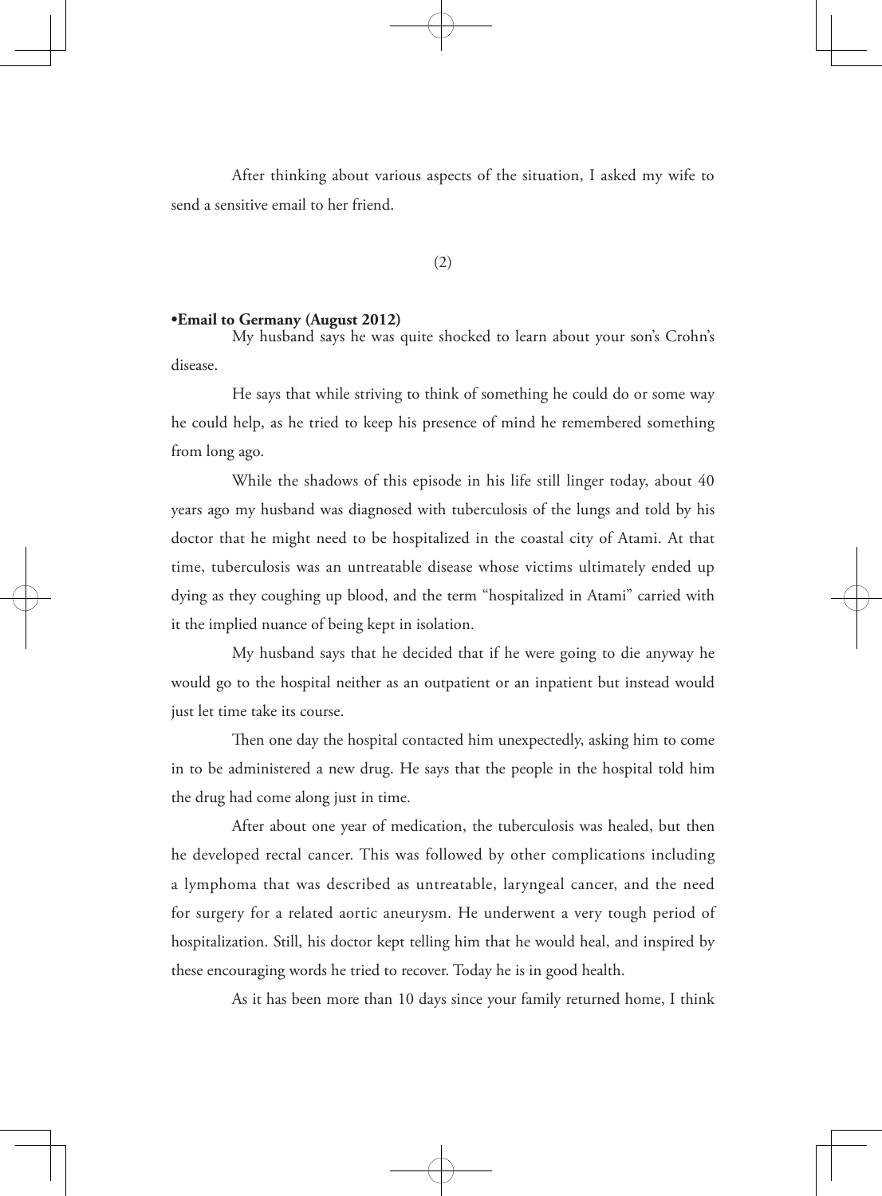After thinking about various aspects of the situation, I asked my wife to send a sensitive email to her friend.

(2)

**•Email to Germany (August 2012)**

My husband says he was quite shocked to learn about your son's Crohn's disease.

He says that while striving to think of something he could do or some way he could help, as he tried to keep his presence of mind he remembered something from long ago.

While the shadows of this episode in his life still linger today, about 40 years ago my husband was diagnosed with tuberculosis of the lungs and told by his doctor that he might need to be hospitalized in the coastal city of Atami. At that time, tuberculosis was an untreatable disease whose victims ultimately ended up dying as they coughing up blood, and the term "hospitalized in Atami" carried with it the implied nuance of being kept in isolation.

My husband says that he decided that if he were going to die anyway he would go to the hospital neither as an outpatient or an inpatient but instead would just let time take its course.

Then one day the hospital contacted him unexpectedly, asking him to come in to be administered a new drug. He says that the people in the hospital told him the drug had come along just in time.

After about one year of medication, the tuberculosis was healed, but then he developed rectal cancer. This was followed by other complications including a lymphoma that was described as untreatable, laryngeal cancer, and the need for surgery for a related aortic aneurysm. He underwent a very tough period of hospitalization. Still, his doctor kept telling him that he would heal, and inspired by these encouraging words he tried to recover. Today he is in good health.

As it has been more than 10 days since your family returned home, I think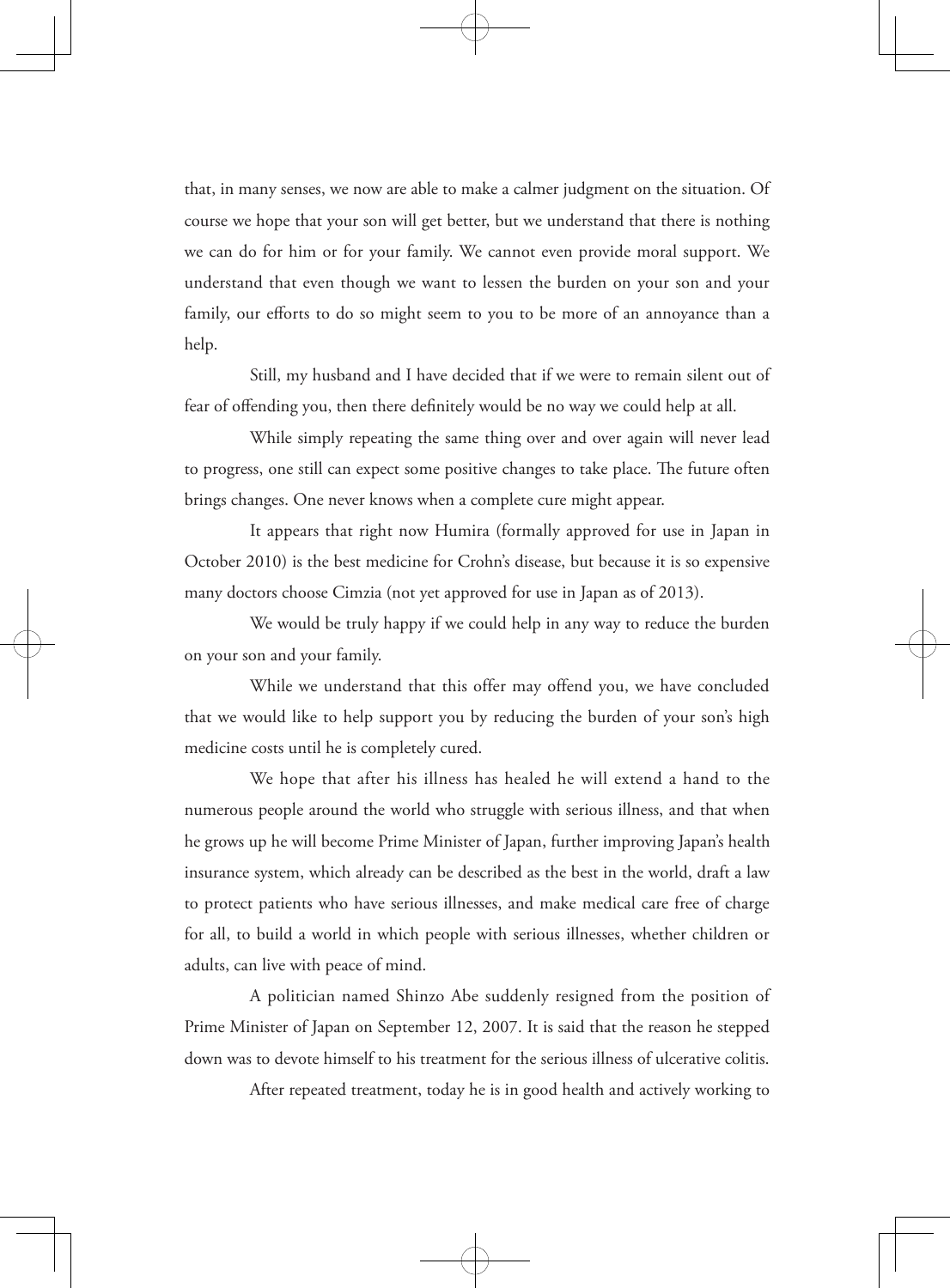that, in many senses, we now are able to make a calmer judgment on the situation. Of course we hope that your son will get better, but we understand that there is nothing we can do for him or for your family. We cannot even provide moral support. We understand that even though we want to lessen the burden on your son and your family, our efforts to do so might seem to you to be more of an annoyance than a help.

Still, my husband and I have decided that if we were to remain silent out of fear of offending you, then there definitely would be no way we could help at all.

While simply repeating the same thing over and over again will never lead to progress, one still can expect some positive changes to take place. The future often brings changes. One never knows when a complete cure might appear.

It appears that right now Humira (formally approved for use in Japan in October 2010) is the best medicine for Crohn's disease, but because it is so expensive many doctors choose Cimzia (not yet approved for use in Japan as of 2013).

We would be truly happy if we could help in any way to reduce the burden on your son and your family.

While we understand that this offer may offend you, we have concluded that we would like to help support you by reducing the burden of your son's high medicine costs until he is completely cured.

We hope that after his illness has healed he will extend a hand to the numerous people around the world who struggle with serious illness, and that when he grows up he will become Prime Minister of Japan, further improving Japan's health insurance system, which already can be described as the best in the world, draft a law to protect patients who have serious illnesses, and make medical care free of charge for all, to build a world in which people with serious illnesses, whether children or adults, can live with peace of mind.

A politician named Shinzo Abe suddenly resigned from the position of Prime Minister of Japan on September 12, 2007. It is said that the reason he stepped down was to devote himself to his treatment for the serious illness of ulcerative colitis.

After repeated treatment, today he is in good health and actively working to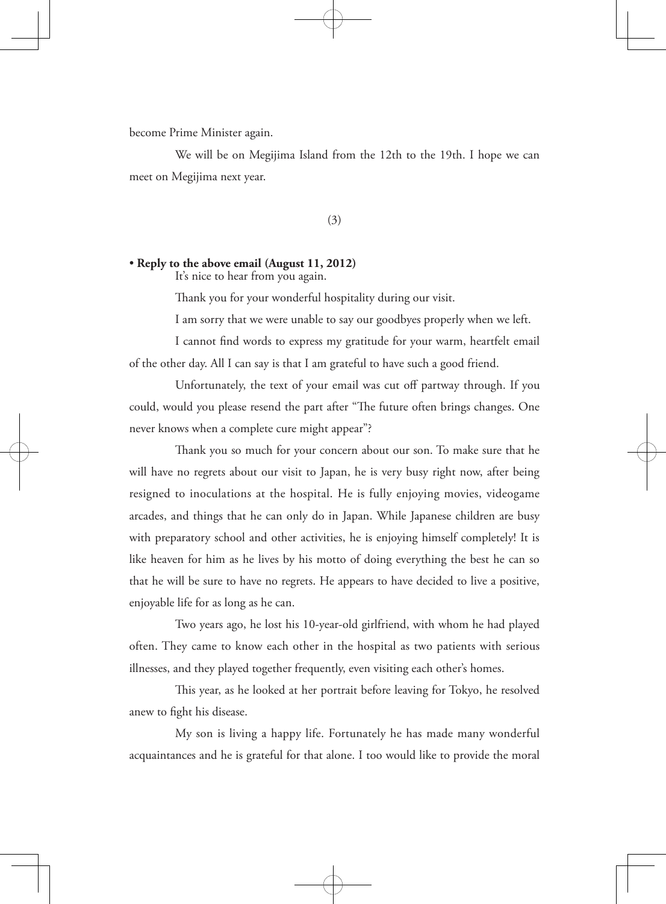become Prime Minister again.

We will be on Megijima Island from the 12th to the 19th. I hope we can meet on Megijima next year.

(3)

**• Reply to the above email (August 11, 2012)**

It's nice to hear from you again.

Thank you for your wonderful hospitality during our visit.

I am sorry that we were unable to say our goodbyes properly when we left.

I cannot find words to express my gratitude for your warm, heartfelt email of the other day. All I can say is that I am grateful to have such a good friend.

Unfortunately, the text of your email was cut off partway through. If you could, would you please resend the part after "The future often brings changes. One never knows when a complete cure might appear"?

Thank you so much for your concern about our son. To make sure that he will have no regrets about our visit to Japan, he is very busy right now, after being resigned to inoculations at the hospital. He is fully enjoying movies, videogame arcades, and things that he can only do in Japan. While Japanese children are busy with preparatory school and other activities, he is enjoying himself completely! It is like heaven for him as he lives by his motto of doing everything the best he can so that he will be sure to have no regrets. He appears to have decided to live a positive, enjoyable life for as long as he can.

Two years ago, he lost his 10-year-old girlfriend, with whom he had played often. They came to know each other in the hospital as two patients with serious illnesses, and they played together frequently, even visiting each other's homes.

This year, as he looked at her portrait before leaving for Tokyo, he resolved anew to fight his disease.

My son is living a happy life. Fortunately he has made many wonderful acquaintances and he is grateful for that alone. I too would like to provide the moral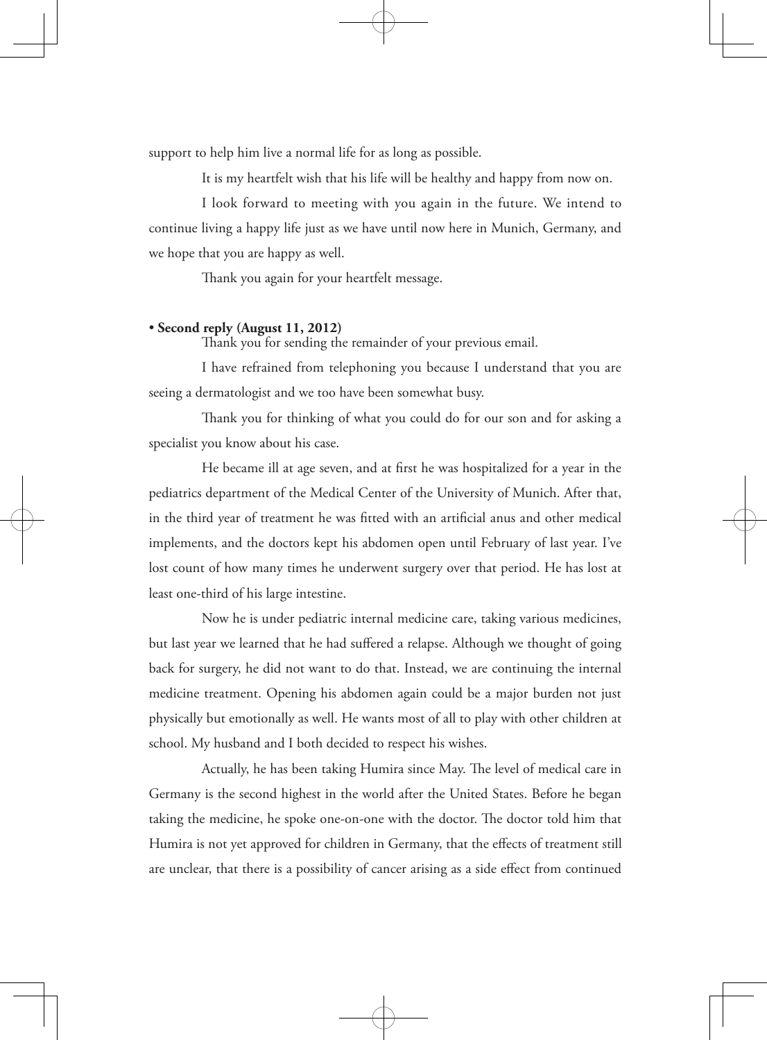support to help him live a normal life for as long as possible.

It is my heartfelt wish that his life will be healthy and happy from now on.

I look forward to meeting with you again in the future. We intend to continue living a happy life just as we have until now here in Munich, Germany, and we hope that you are happy as well.

Thank you again for your heartfelt message.

**• Second reply (August 11, 2012)**

Thank you for sending the remainder of your previous email.

I have refrained from telephoning you because I understand that you are seeing a dermatologist and we too have been somewhat busy.

Thank you for thinking of what you could do for our son and for asking a specialist you know about his case.

He became ill at age seven, and at first he was hospitalized for a year in the pediatrics department of the Medical Center of the University of Munich. After that, in the third year of treatment he was fitted with an artificial anus and other medical implements, and the doctors kept his abdomen open until February of last year. I've lost count of how many times he underwent surgery over that period. He has lost at least one-third of his large intestine.

Now he is under pediatric internal medicine care, taking various medicines, but last year we learned that he had suffered a relapse. Although we thought of going back for surgery, he did not want to do that. Instead, we are continuing the internal medicine treatment. Opening his abdomen again could be a major burden not just physically but emotionally as well. He wants most of all to play with other children at school. My husband and I both decided to respect his wishes.

Actually, he has been taking Humira since May. The level of medical care in Germany is the second highest in the world after the United States. Before he began taking the medicine, he spoke one-on-one with the doctor. The doctor told him that Humira is not yet approved for children in Germany, that the effects of treatment still are unclear, that there is a possibility of cancer arising as a side effect from continued